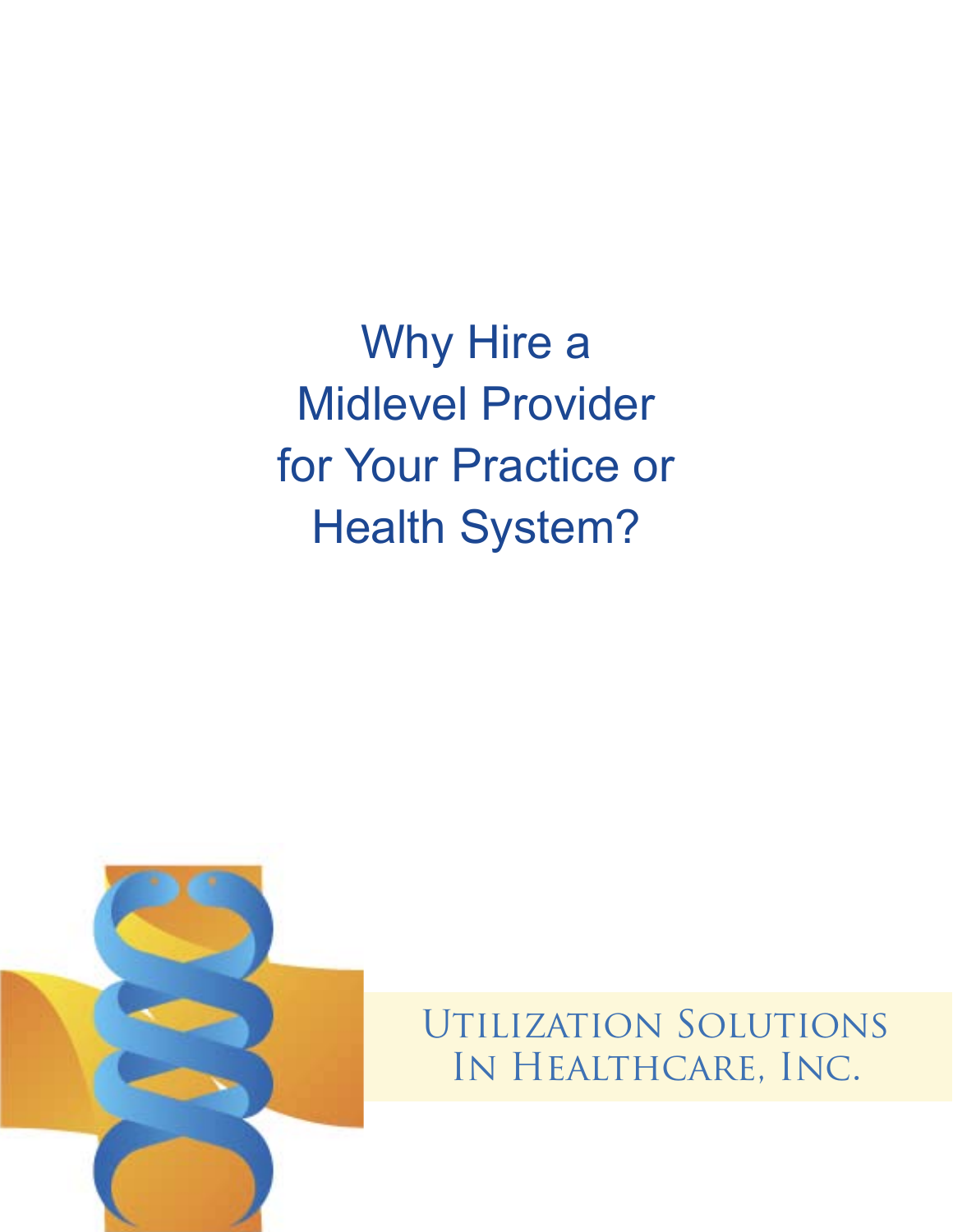# Why Hire a Midlevel Provider for Your Practice or Health System?

Utilization Solutions In Healthcare, Inc.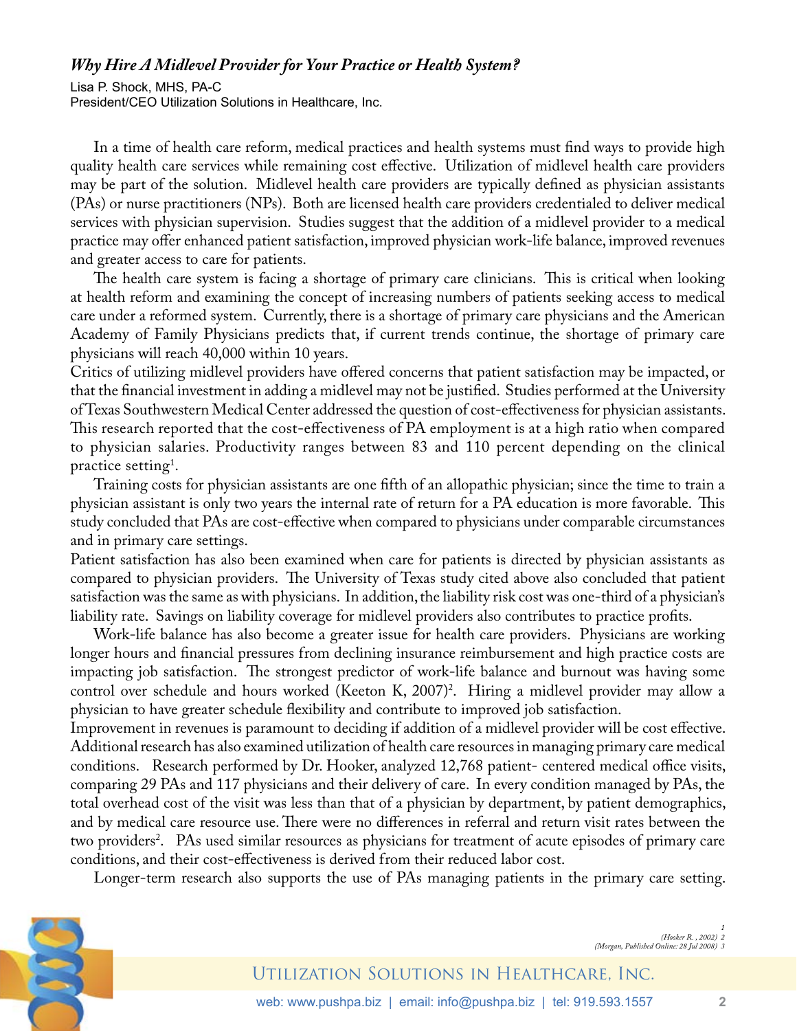### *Why Hire A Midlevel Provider for Your Practice or Health System?*

Lisa P. Shock, MHS, PA-C
President/CEO Utilization Solutions in Healthcare, Inc.

In a time of health care reform, medical practices and health systems must find ways to provide high quality health care services while remaining cost effective. Utilization of midlevel health care providers may be part of the solution. Midlevel health care providers are typically defined as physician assistants (PAs) or nurse practitioners (NPs). Both are licensed health care providers credentialed to deliver medical services with physician supervision. Studies suggest that the addition of a midlevel provider to a medical practice may offer enhanced patient satisfaction, improved physician work-life balance, improved revenues and greater access to care for patients.

The health care system is facing a shortage of primary care clinicians. This is critical when looking at health reform and examining the concept of increasing numbers of patients seeking access to medical care under a reformed system. Currently, there is a shortage of primary care physicians and the American Academy of Family Physicians predicts that, if current trends continue, the shortage of primary care physicians will reach 40,000 within 10 years.

Critics of utilizing midlevel providers have offered concerns that patient satisfaction may be impacted, or that the financial investment in adding a midlevel may not be justified. Studies performed at the University of Texas Southwestern Medical Center addressed the question of cost-effectiveness for physician assistants. This research reported that the cost-effectiveness of PA employment is at a high ratio when compared to physician salaries. Productivity ranges between 83 and 110 percent depending on the clinical practice setting[1].

Training costs for physician assistants are one fifth of an allopathic physician; since the time to train a physician assistant is only two years the internal rate of return for a PA education is more favorable. This study concluded that PAs are cost-effective when compared to physicians under comparable circumstances and in primary care settings.

Patient satisfaction has also been examined when care for patients is directed by physician assistants as compared to physician providers. The University of Texas study cited above also concluded that patient satisfaction was the same as with physicians. In addition, the liability risk cost was one-third of a physician's liability rate. Savings on liability coverage for midlevel providers also contributes to practice profits.

Work-life balance has also become a greater issue for health care providers. Physicians are working longer hours and financial pressures from declining insurance reimbursement and high practice costs are impacting job satisfaction. The strongest predictor of work-life balance and burnout was having some control over schedule and hours worked (Keeton K, 2007)[2]. Hiring a midlevel provider may allow a physician to have greater schedule flexibility and contribute to improved job satisfaction.

Improvement in revenues is paramount to deciding if addition of a midlevel provider will be cost effective. Additional research has also examined utilization of health care resources in managing primary care medical conditions. Research performed by Dr. Hooker, analyzed 12,768 patient- centered medical office visits, comparing 29 PAs and 117 physicians and their delivery of care. In every condition managed by PAs, the total overhead cost of the visit was less than that of a physician by department, by patient demographics, and by medical care resource use. There were no differences in referral and return visit rates between the two providers[2]. PAs used similar resources as physicians for treatment of acute episodes of primary care conditions, and their cost-effectiveness is derived from their reduced labor cost.

Longer-term research also supports the use of PAs managing patients in the primary care setting.

*1*
*(Hooker R. , 2002) 2*
*(Morgan, Published Online: 28 Jul 2008) 3*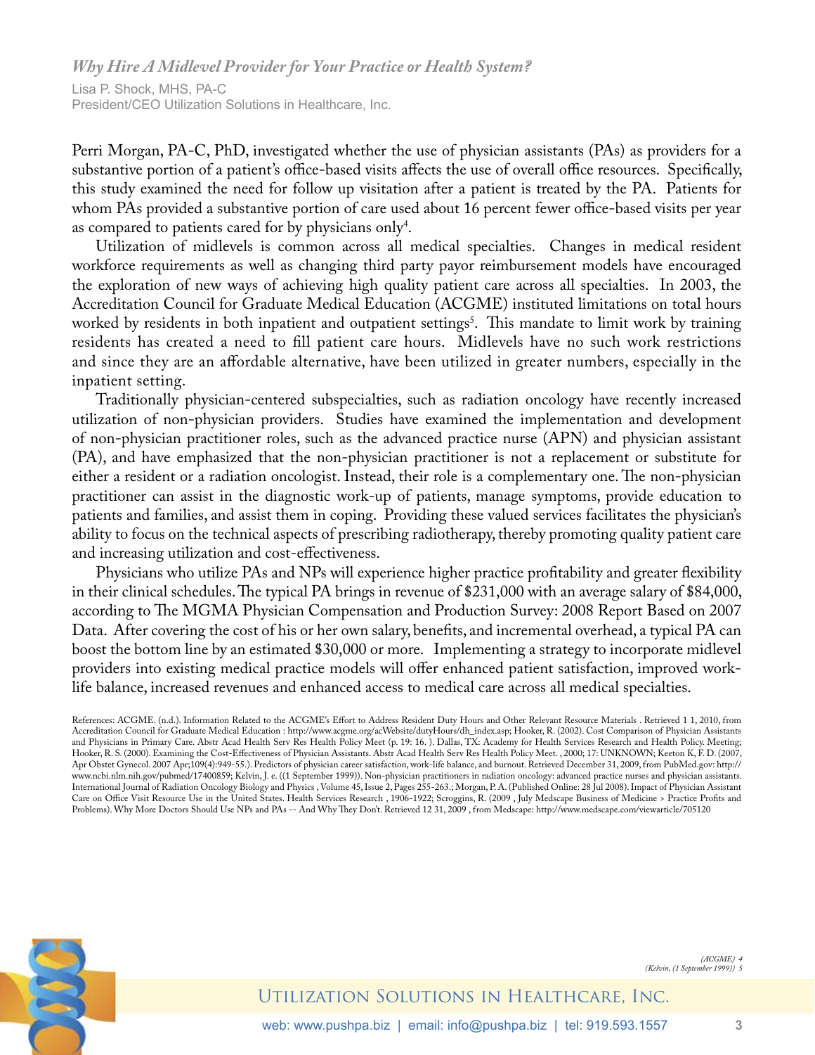Perri Morgan, PA-C, PhD, investigated whether the use of physician assistants (PAs) as providers for a substantive portion of a patient's office-based visits affects the use of overall office resources. Specifically, this study examined the need for follow up visitation after a patient is treated by the PA. Patients for whom PAs provided a substantive portion of care used about 16 percent fewer office-based visits per year as compared to patients cared for by physicians only[4].

Utilization of midlevels is common across all medical specialties. Changes in medical resident workforce requirements as well as changing third party payor reimbursement models have encouraged the exploration of new ways of achieving high quality patient care across all specialties. In 2003, the Accreditation Council for Graduate Medical Education (ACGME) instituted limitations on total hours worked by residents in both inpatient and outpatient settings[5]. This mandate to limit work by training residents has created a need to fill patient care hours. Midlevels have no such work restrictions and since they are an affordable alternative, have been utilized in greater numbers, especially in the inpatient setting.

Traditionally physician-centered subspecialties, such as radiation oncology have recently increased utilization of non-physician providers. Studies have examined the implementation and development of non-physician practitioner roles, such as the advanced practice nurse (APN) and physician assistant (PA), and have emphasized that the non-physician practitioner is not a replacement or substitute for either a resident or a radiation oncologist. Instead, their role is a complementary one. The non-physician practitioner can assist in the diagnostic work-up of patients, manage symptoms, provide education to patients and families, and assist them in coping. Providing these valued services facilitates the physician's ability to focus on the technical aspects of prescribing radiotherapy, thereby promoting quality patient care and increasing utilization and cost-effectiveness.

Physicians who utilize PAs and NPs will experience higher practice profitability and greater flexibility in their clinical schedules. The typical PA brings in revenue of $231,000 with an average salary of $84,000, according to The MGMA Physician Compensation and Production Survey: 2008 Report Based on 2007 Data. After covering the cost of his or her own salary, benefits, and incremental overhead, a typical PA can boost the bottom line by an estimated $30,000 or more. Implementing a strategy to incorporate midlevel providers into existing medical practice models will offer enhanced patient satisfaction, improved work-life balance, increased revenues and enhanced access to medical care across all medical specialties.

References: ACGME. (n.d.). Information Related to the ACGME's Effort to Address Resident Duty Hours and Other Relevant Resource Materials . Retrieved 1 1, 2010, from Accreditation Council for Graduate Medical Education : http://www.acgme.org/acWebsite/dutyHours/dh_index.asp; Hooker, R. (2002). Cost Comparison of Physician Assistants and Physicians in Primary Care. Abstr Acad Health Serv Res Health Policy Meet (p. 19: 16. ). Dallas, TX: Academy for Health Services Research and Health Policy. Meeting; Hooker, R. S. (2000). Examining the Cost-Effectiveness of Physician Assistants. Abstr Acad Health Serv Res Health Policy Meet. , 2000; 17: UNKNOWN; Keeton K, F. D. (2007, Apr Obstet Gynecol. 2007 Apr;109(4):949-55.). Predictors of physician career satisfaction, work-life balance, and burnout. Retrieved December 31, 2009, from PubMed.gov: http://www.ncbi.nlm.nih.gov/pubmed/17400859; Kelvin, J. e. ((1 September 1999)). Non-physician practitioners in radiation oncology: advanced practice nurses and physician assistants. International Journal of Radiation Oncology Biology and Physics , Volume 45, Issue 2, Pages 255-263.; Morgan, P. A. (Published Online: 28 Jul 2008). Impact of Physician Assistant Care on Office Visit Resource Use in the United States. Health Services Research , 1906-1922; Scroggins, R. (2009 , July Medscape Business of Medicine > Practice Profits and Problems). Why More Doctors Should Use NPs and PAs -- And Why They Don't. Retrieved 12 31, 2009 , from Medscape: http://www.medscape.com/viewarticle/705120

*(ACGME) 4*
*(Kelvin, (1 September 1999)) 5*